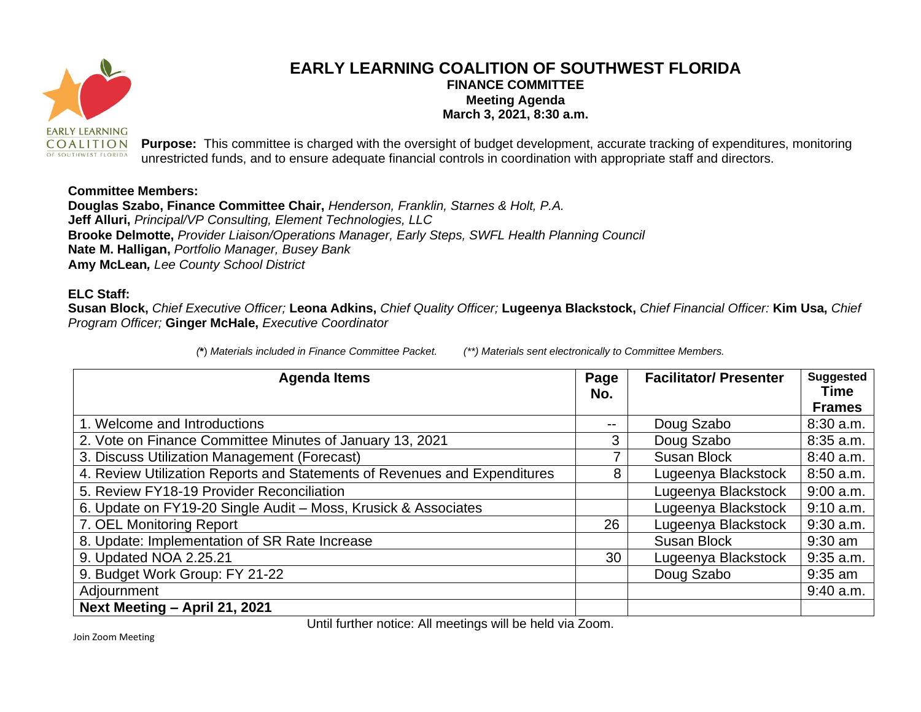# EARLY LEARNING COALITION OF SOUTHWEST FLORIDA

## FINANCE COMMITTEE

**Meeting Agenda**

**March 3, 2021, 8:30 a.m.**

EARLY LEARNING COALITION OF SOUTHWEST FLORIDA

**Purpose:** This committee is charged with the oversight of budget development, accurate tracking of expenditures, monitoring unrestricted funds, and to ensure adequate financial controls in coordination with appropriate staff and directors.

**Committee Members:**
**Douglas Szabo, Finance Committee Chair,** *Henderson, Franklin, Starnes & Holt, P.A.*
**Jeff Alluri,** *Principal/VP Consulting, Element Technologies, LLC*
**Brooke Delmotte,** *Provider Liaison/Operations Manager, Early Steps, SWFL Health Planning Council*
**Nate M. Halligan,** *Portfolio Manager, Busey Bank*
**Amy McLean,** *Lee County School District*

**ELC Staff:**
**Susan Block,** *Chief Executive Officer;* **Leona Adkins,** *Chief Quality Officer;* **Lugeenya Blackstock,** *Chief Financial Officer:* **Kim Usa,** *Chief Program Officer;* **Ginger McHale,** *Executive Coordinator*

*(\*) Materials included in Finance Committee Packet. (\*\*) Materials sent electronically to Committee Members.*

| Agenda Items | Page No. | Facilitator/ Presenter | Suggested Time Frames |
|---|---|---|---|
| 1. Welcome and Introductions | -- | Doug Szabo | 8:30 a.m. |
| 2. Vote on Finance Committee Minutes of January 13, 2021 | 3 | Doug Szabo | 8:35 a.m. |
| 3. Discuss Utilization Management (Forecast) | 7 | Susan Block | 8:40 a.m. |
| 4. Review Utilization Reports and Statements of Revenues and Expenditures | 8 | Lugeenya Blackstock | 8:50 a.m. |
| 5. Review FY18-19 Provider Reconciliation | | Lugeenya Blackstock | 9:00 a.m. |
| 6. Update on FY19-20 Single Audit – Moss, Krusick & Associates | | Lugeenya Blackstock | 9:10 a.m. |
| 7. OEL Monitoring Report | 26 | Lugeenya Blackstock | 9:30 a.m. |
| 8. Update: Implementation of SR Rate Increase | | Susan Block | 9:30 am |
| 9. Updated NOA 2.25.21 | 30 | Lugeenya Blackstock | 9:35 a.m. |
| 9. Budget Work Group: FY 21-22 | | Doug Szabo | 9:35 am |
| Adjournment | | | 9:40 a.m. |
| **Next Meeting – April 21, 2021** | | | |

Until further notice: All meetings will be held via Zoom.

Join Zoom Meeting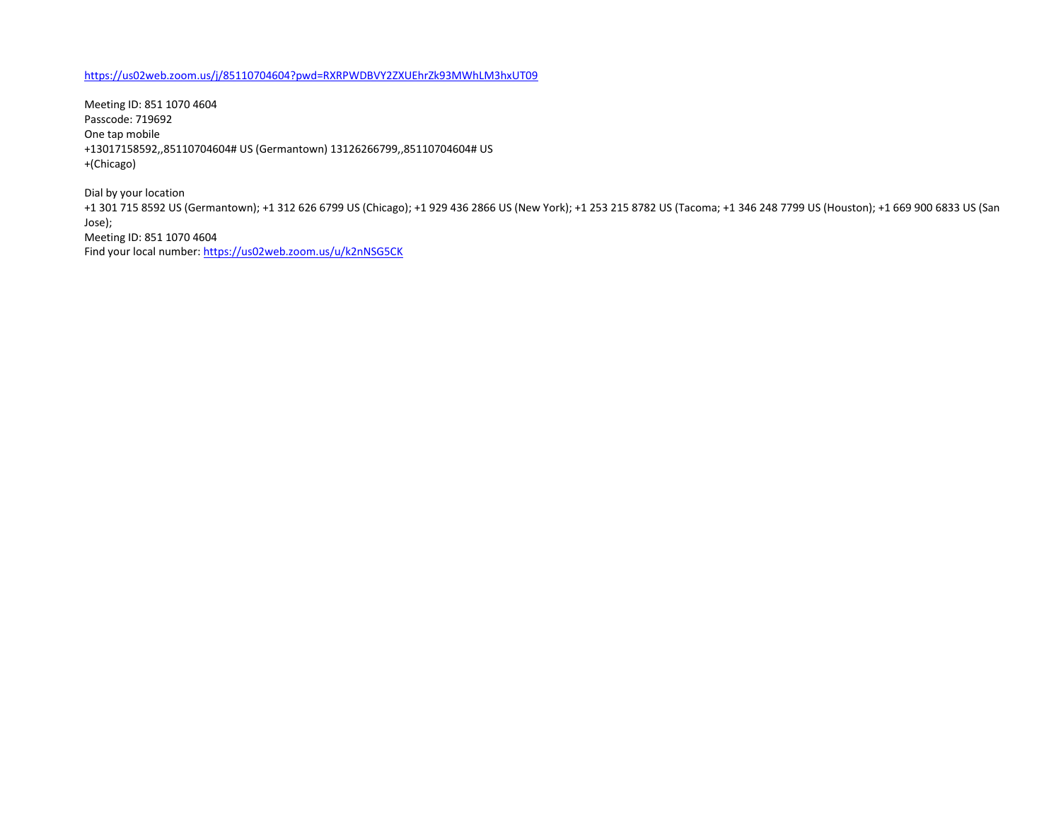https://us02web.zoom.us/j/85110704604?pwd=RXRPWDBVY2ZXUEhrZk93MWhLM3hxUT09

Meeting ID: 851 1070 4604
Passcode: 719692
One tap mobile
+13017158592,,85110704604# US (Germantown) 13126266799,,85110704604# US
+(Chicago)

Dial by your location
+1 301 715 8592 US (Germantown); +1 312 626 6799 US (Chicago); +1 929 436 2866 US (New York); +1 253 215 8782 US (Tacoma; +1 346 248 7799 US (Houston); +1 669 900 6833 US (San Jose);
Meeting ID: 851 1070 4604
Find your local number: https://us02web.zoom.us/u/k2nNSG5CK